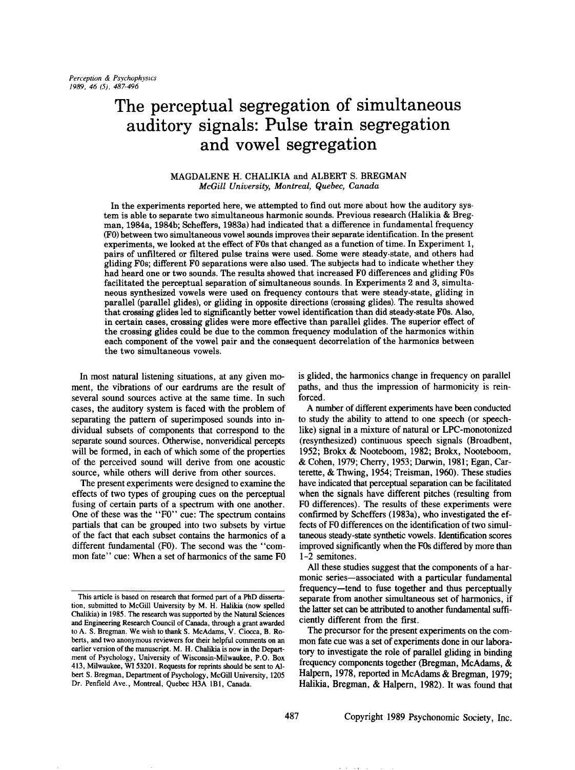# The perceptual segregation of simultaneous auditory signals: Pulse train segregation and vowel segregation

MAGDALENE H. CHALIKIA and ALBERT S. BREGMAN
*McGill University, Montreal, Quebec, Canada*

In the experiments reported here, we attempted to find out more about how the auditory system is able to separate two simultaneous harmonic sounds. Previous research (Halikia & Bregman, 1984a, 1984b; Scheffers, 1983a) had indicated that a difference in fundamental frequency (F0) between two simultaneous vowel sounds improves their separate identification. In the present experiments, we looked at the effect of F0s that changed as a function of time. In Experiment 1, pairs of unfiltered or filtered pulse trains were used. Some were steady-state, and others had gliding F0s; different F0 separations were also used. The subjects had to indicate whether they had heard one or two sounds. The results showed that increased F0 differences and gliding F0s facilitated the perceptual separation of simultaneous sounds. In Experiments 2 and 3, simultaneous synthesized vowels were used on frequency contours that were steady-state, gliding in parallel (parallel glides), or gliding in opposite directions (crossing glides). The results showed that crossing glides led to significantly better vowel identification than did steady-state F0s. Also, in certain cases, crossing glides were more effective than parallel glides. The superior effect of the crossing glides could be due to the common frequency modulation of the harmonics within each component of the vowel pair and the consequent decorrelation of the harmonics between the two simultaneous vowels.

In most natural listening situations, at any given moment, the vibrations of our eardrums are the result of several sound sources active at the same time. In such cases, the auditory system is faced with the problem of separating the pattern of superimposed sounds into individual subsets of components that correspond to the separate sound sources. Otherwise, nonveridical percepts will be formed, in each of which some of the properties of the perceived sound will derive from one acoustic source, while others will derive from other sources.

The present experiments were designed to examine the effects of two types of grouping cues on the perceptual fusing of certain parts of a spectrum with one another. One of these was the "F0" cue: The spectrum contains partials that can be grouped into two subsets by virtue of the fact that each subset contains the harmonics of a different fundamental (F0). The second was the "common fate" cue: When a set of harmonics of the same F0 is glided, the harmonics change in frequency on parallel paths, and thus the impression of harmonicity is reinforced.

A number of different experiments have been conducted to study the ability to attend to one speech (or speech-like) signal in a mixture of natural or LPC-monotonized (resynthesized) continuous speech signals (Broadbent, 1952; Brokx & Nooteboom, 1982; Brokx, Nooteboom, & Cohen, 1979; Cherry, 1953; Darwin, 1981; Egan, Carterette, & Thwing, 1954; Treisman, 1960). These studies have indicated that perceptual separation can be facilitated when the signals have different pitches (resulting from F0 differences). The results of these experiments were confirmed by Scheffers (1983a), who investigated the effects of F0 differences on the identification of two simultaneous steady-state synthetic vowels. Identification scores improved significantly when the F0s differed by more than 1-2 semitones.

All these studies suggest that the components of a harmonic series—associated with a particular fundamental frequency—tend to fuse together and thus perceptually separate from another simultaneous set of harmonics, if the latter set can be attributed to another fundamental sufficiently different from the first.

The precursor for the present experiments on the common fate cue was a set of experiments done in our laboratory to investigate the role of parallel gliding in binding frequency components together (Bregman, McAdams, & Halpern, 1978, reported in McAdams & Bregman, 1979; Halikia, Bregman, & Halpern, 1982). It was found that

This article is based on research that formed part of a PhD dissertation, submitted to McGill University by M. H. Halikia (now spelled Chalikia) in 1985. The research was supported by the Natural Sciences and Engineering Research Council of Canada, through a grant awarded to A. S. Bregman. We wish to thank S. McAdams, V. Ciocca, B. Roberts, and two anonymous reviewers for their helpful comments on an earlier version of the manuscript. M. H. Chalikia is now in the Department of Psychology, University of Wisconsin-Milwaukee, P.O. Box 413, Milwaukee, WI 53201. Requests for reprints should be sent to Albert S. Bregman, Department of Psychology, McGill University, 1205 Dr. Penfield Ave., Montreal, Quebec H3A 1B1, Canada.

Copyright 1989 Psychonomic Society, Inc.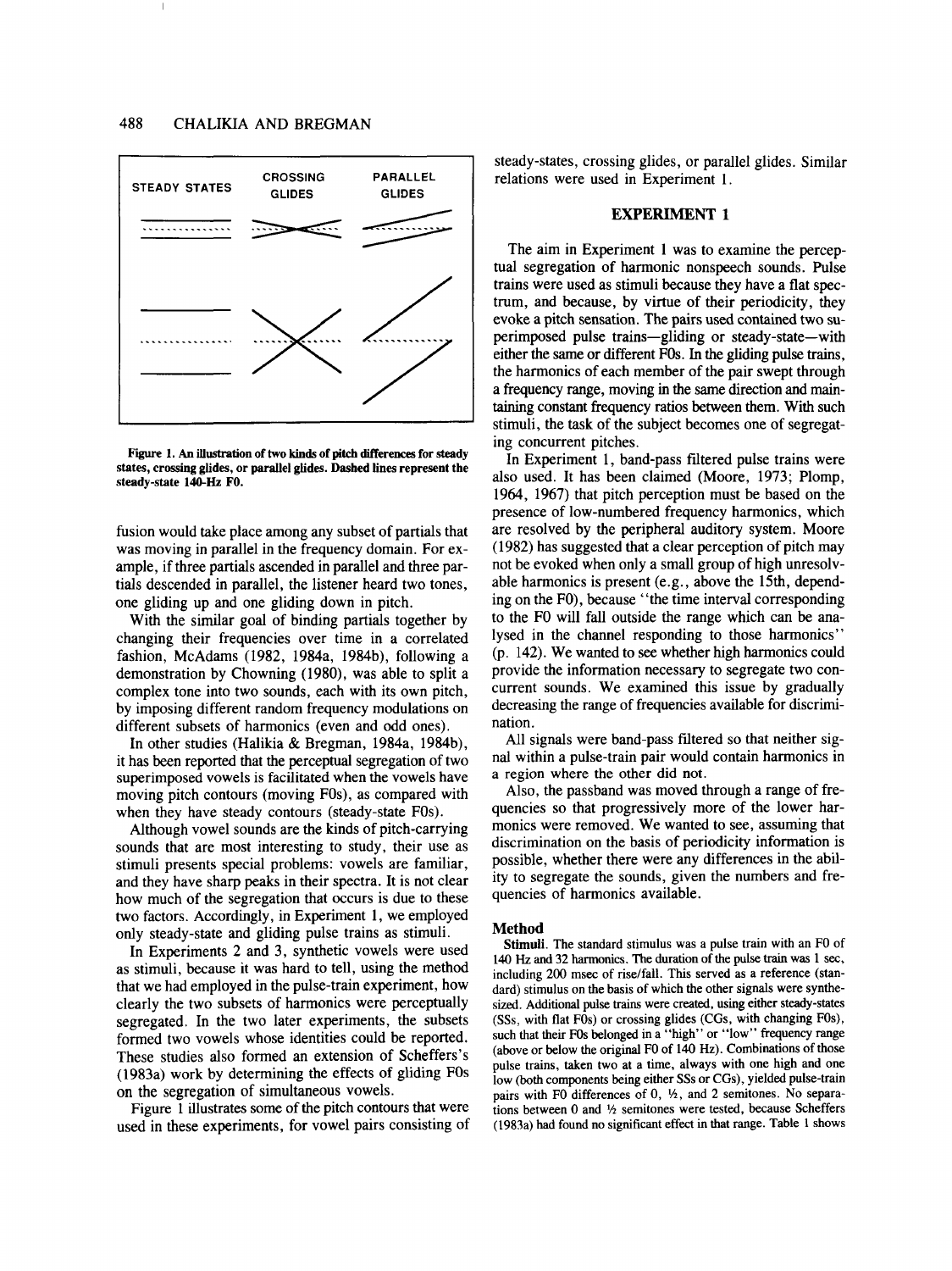STEADY STATES | CROSSING GLIDES | PARALLEL GLIDES

Figure 1. An illustration of two kinds of pitch differences for steady states, crossing glides, or parallel glides. Dashed lines represent the steady-state 140-Hz F0.

fusion would take place among any subset of partials that was moving in parallel in the frequency domain. For example, if three partials ascended in parallel and three partials descended in parallel, the listener heard two tones, one gliding up and one gliding down in pitch.

With the similar goal of binding partials together by changing their frequencies over time in a correlated fashion, McAdams (1982, 1984a, 1984b), following a demonstration by Chowning (1980), was able to split a complex tone into two sounds, each with its own pitch, by imposing different random frequency modulations on different subsets of harmonics (even and odd ones).

In other studies (Halikia & Bregman, 1984a, 1984b), it has been reported that the perceptual segregation of two superimposed vowels is facilitated when the vowels have moving pitch contours (moving F0s), as compared with when they have steady contours (steady-state F0s).

Although vowel sounds are the kinds of pitch-carrying sounds that are most interesting to study, their use as stimuli presents special problems: vowels are familiar, and they have sharp peaks in their spectra. It is not clear how much of the segregation that occurs is due to these two factors. Accordingly, in Experiment 1, we employed only steady-state and gliding pulse trains as stimuli.

In Experiments 2 and 3, synthetic vowels were used as stimuli, because it was hard to tell, using the method that we had employed in the pulse-train experiment, how clearly the two subsets of harmonics were perceptually segregated. In the two later experiments, the subsets formed two vowels whose identities could be reported. These studies also formed an extension of Scheffers's (1983a) work by determining the effects of gliding F0s on the segregation of simultaneous vowels.

Figure 1 illustrates some of the pitch contours that were used in these experiments, for vowel pairs consisting of steady-states, crossing glides, or parallel glides. Similar relations were used in Experiment 1.

## EXPERIMENT 1

The aim in Experiment 1 was to examine the perceptual segregation of harmonic nonspeech sounds. Pulse trains were used as stimuli because they have a flat spectrum, and because, by virtue of their periodicity, they evoke a pitch sensation. The pairs used contained two superimposed pulse trains—gliding or steady-state—with either the same or different F0s. In the gliding pulse trains, the harmonics of each member of the pair swept through a frequency range, moving in the same direction and maintaining constant frequency ratios between them. With such stimuli, the task of the subject becomes one of segregating concurrent pitches.

In Experiment 1, band-pass filtered pulse trains were also used. It has been claimed (Moore, 1973; Plomp, 1964, 1967) that pitch perception must be based on the presence of low-numbered frequency harmonics, which are resolved by the peripheral auditory system. Moore (1982) has suggested that a clear perception of pitch may not be evoked when only a small group of high unresolvable harmonics is present (e.g., above the 15th, depending on the F0), because "the time interval corresponding to the F0 will fall outside the range which can be analysed in the channel responding to those harmonics" (p. 142). We wanted to see whether high harmonics could provide the information necessary to segregate two concurrent sounds. We examined this issue by gradually decreasing the range of frequencies available for discrimination.

All signals were band-pass filtered so that neither signal within a pulse-train pair would contain harmonics in a region where the other did not.

Also, the passband was moved through a range of frequencies so that progressively more of the lower harmonics were removed. We wanted to see, assuming that discrimination on the basis of periodicity information is possible, whether there were any differences in the ability to segregate the sounds, given the numbers and frequencies of harmonics available.

### Method

**Stimuli.** The standard stimulus was a pulse train with an F0 of 140 Hz and 32 harmonics. The duration of the pulse train was 1 sec, including 200 msec of rise/fall. This served as a reference (standard) stimulus on the basis of which the other signals were synthesized. Additional pulse trains were created, using either steady-states (SSs, with flat F0s) or crossing glides (CGs, with changing F0s), such that their F0s belonged in a "high" or "low" frequency range (above or below the original F0 of 140 Hz). Combinations of those pulse trains, taken two at a time, always with one high and one low (both components being either SSs or CGs), yielded pulse-train pairs with F0 differences of 0, ½, and 2 semitones. No separations between 0 and ½ semitones were tested, because Scheffers (1983a) had found no significant effect in that range. Table 1 shows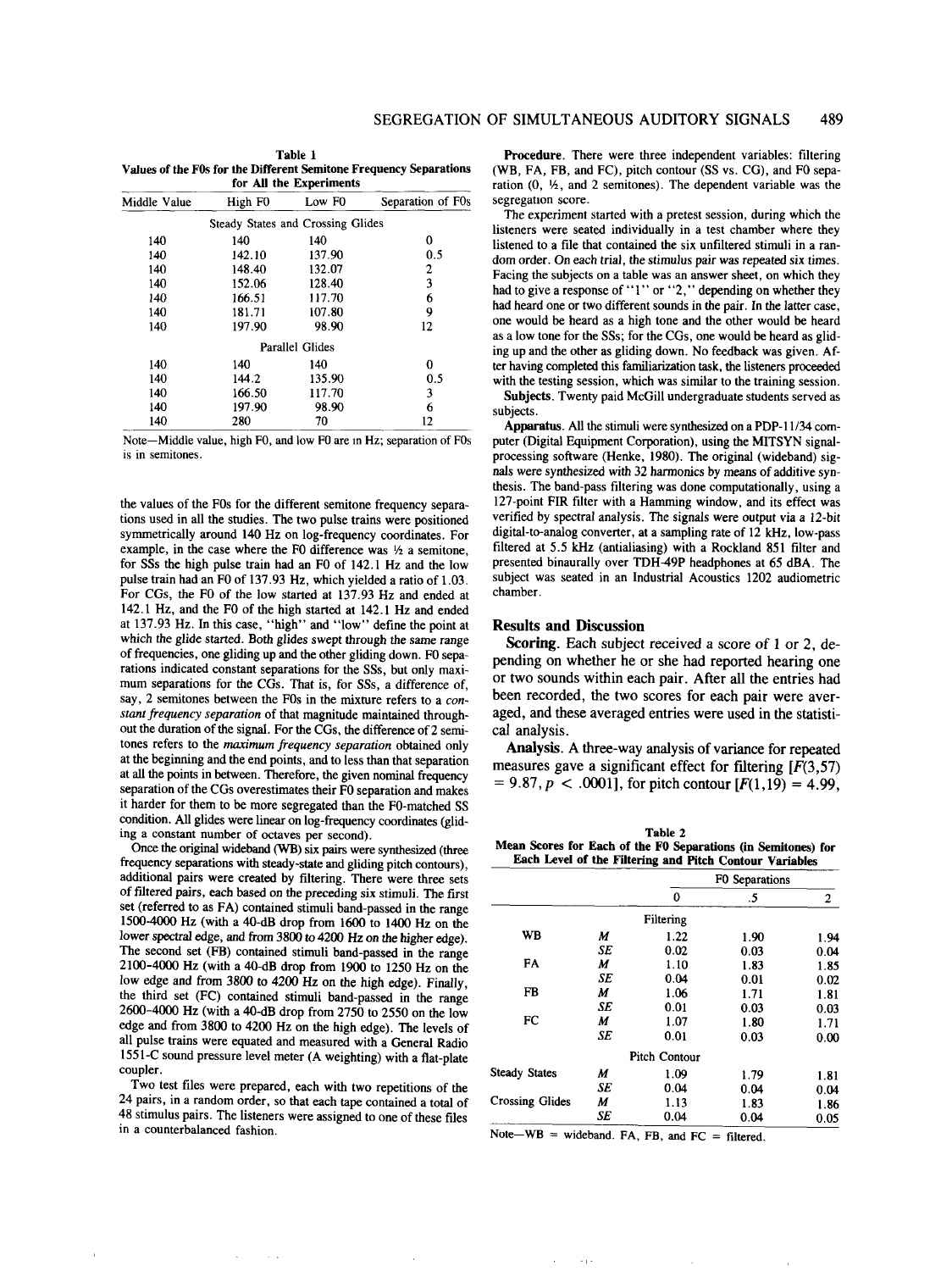**Table 1**
**Values of the F0s for the Different Semitone Frequency Separations for All the Experiments**

| Middle Value | High F0 | Low F0 | Separation of F0s |
|---|---|---|---|
| | Steady States and Crossing Glides | | |
| 140 | 140 | 140 | 0 |
| 140 | 142.10 | 137.90 | 0.5 |
| 140 | 148.40 | 132.07 | 2 |
| 140 | 152.06 | 128.40 | 3 |
| 140 | 166.51 | 117.70 | 6 |
| 140 | 181.71 | 107.80 | 9 |
| 140 | 197.90 | 98.90 | 12 |
| | Parallel Glides | | |
| 140 | 140 | 140 | 0 |
| 140 | 144.2 | 135.90 | 0.5 |
| 140 | 166.50 | 117.70 | 3 |
| 140 | 197.90 | 98.90 | 6 |
| 140 | 280 | 70 | 12 |

Note—Middle value, high F0, and low F0 are in Hz; separation of F0s is in semitones.

the values of the F0s for the different semitone frequency separations used in all the studies. The two pulse trains were positioned symmetrically around 140 Hz on log-frequency coordinates. For example, in the case where the F0 difference was ½ a semitone, for SSs the high pulse train had an F0 of 142.1 Hz and the low pulse train had an F0 of 137.93 Hz, which yielded a ratio of 1.03. For CGs, the F0 of the low started at 137.93 Hz and ended at 142.1 Hz, and the F0 of the high started at 142.1 Hz and ended at 137.93 Hz. In this case, "high" and "low" define the point at which the glide started. Both glides swept through the same range of frequencies, one gliding up and the other gliding down. F0 separations indicated constant separations for the SSs, but only maximum separations for the CGs. That is, for SSs, a difference of, say, 2 semitones between the F0s in the mixture refers to a *constant frequency separation* of that magnitude maintained throughout the duration of the signal. For the CGs, the difference of 2 semitones refers to the *maximum frequency separation* obtained only at the beginning and the end points, and to less than that separation at all the points in between. Therefore, the given nominal frequency separation of the CGs overestimates their F0 separation and makes it harder for them to be more segregated than the F0-matched SS condition. All glides were linear on log-frequency coordinates (gliding a constant number of octaves per second).

Once the original wideband (WB) six pairs were synthesized (three frequency separations with steady-state and gliding pitch contours), additional pairs were created by filtering. There were three sets of filtered pairs, each based on the preceding six stimuli. The first set (referred to as FA) contained stimuli band-passed in the range 1500-4000 Hz (with a 40-dB drop from 1600 to 1400 Hz on the lower spectral edge, and from 3800 to 4200 Hz on the higher edge). The second set (FB) contained stimuli band-passed in the range 2100-4000 Hz (with a 40-dB drop from 1900 to 1250 Hz on the low edge and from 3800 to 4200 Hz on the high edge). Finally, the third set (FC) contained stimuli band-passed in the range 2600-4000 Hz (with a 40-dB drop from 2750 to 2550 on the low edge and from 3800 to 4200 Hz on the high edge). The levels of all pulse trains were equated and measured with a General Radio 1551-C sound pressure level meter (A weighting) with a flat-plate coupler.

Two test files were prepared, each with two repetitions of the 24 pairs, in a random order, so that each tape contained a total of 48 stimulus pairs. The listeners were assigned to one of these files in a counterbalanced fashion.

**Procedure**. There were three independent variables: filtering (WB, FA, FB, and FC), pitch contour (SS vs. CG), and F0 separation (0, ½, and 2 semitones). The dependent variable was the segregation score.

The experiment started with a pretest session, during which the listeners were seated individually in a test chamber where they listened to a file that contained the six unfiltered stimuli in a random order. On each trial, the stimulus pair was repeated six times. Facing the subjects on a table was an answer sheet, on which they had to give a response of "1" or "2," depending on whether they had heard one or two different sounds in the pair. In the latter case, one would be heard as a high tone and the other would be heard as a low tone for the SSs; for the CGs, one would be heard as gliding up and the other as gliding down. No feedback was given. After having completed this familiarization task, the listeners proceeded with the testing session, which was similar to the training session.

**Subjects**. Twenty paid McGill undergraduate students served as subjects.

**Apparatus**. All the stimuli were synthesized on a PDP-11/34 computer (Digital Equipment Corporation), using the MITSYN signal-processing software (Henke, 1980). The original (wideband) signals were synthesized with 32 harmonics by means of additive synthesis. The band-pass filtering was done computationally, using a 127-point FIR filter with a Hamming window, and its effect was verified by spectral analysis. The signals were output via a 12-bit digital-to-analog converter, at a sampling rate of 12 kHz, low-pass filtered at 5.5 kHz (antialiasing) with a Rockland 851 filter and presented binaurally over TDH-49P headphones at 65 dBA. The subject was seated in an Industrial Acoustics 1202 audiometric chamber.

## Results and Discussion

**Scoring**. Each subject received a score of 1 or 2, depending on whether he or she had reported hearing one or two sounds within each pair. After all the entries had been recorded, the two scores for each pair were averaged, and these averaged entries were used in the statistical analysis.

**Analysis**. A three-way analysis of variance for repeated measures gave a significant effect for filtering [$F(3,57) = 9.87, p < .0001$], for pitch contour [$F(1,19) = 4.99$,

**Table 2**
**Mean Scores for Each of the F0 Separations (in Semitones) for Each Level of the Filtering and Pitch Contour Variables**

| | | F0 Separations | | |
|---|---|---|---|---|
| | | 0 | .5 | 2 |
| | | Filtering | | |
| WB | *M* | 1.22 | 1.90 | 1.94 |
| | *SE* | 0.02 | 0.03 | 0.04 |
| FA | *M* | 1.10 | 1.83 | 1.85 |
| | *SE* | 0.04 | 0.01 | 0.02 |
| FB | *M* | 1.06 | 1.71 | 1.81 |
| | *SE* | 0.01 | 0.03 | 0.03 |
| FC | *M* | 1.07 | 1.80 | 1.71 |
| | *SE* | 0.01 | 0.03 | 0.00 |
| | | Pitch Contour | | |
| Steady States | *M* | 1.09 | 1.79 | 1.81 |
| | *SE* | 0.04 | 0.04 | 0.04 |
| Crossing Glides | *M* | 1.13 | 1.83 | 1.86 |
| | *SE* | 0.04 | 0.04 | 0.05 |

Note—WB = wideband. FA, FB, and FC = filtered.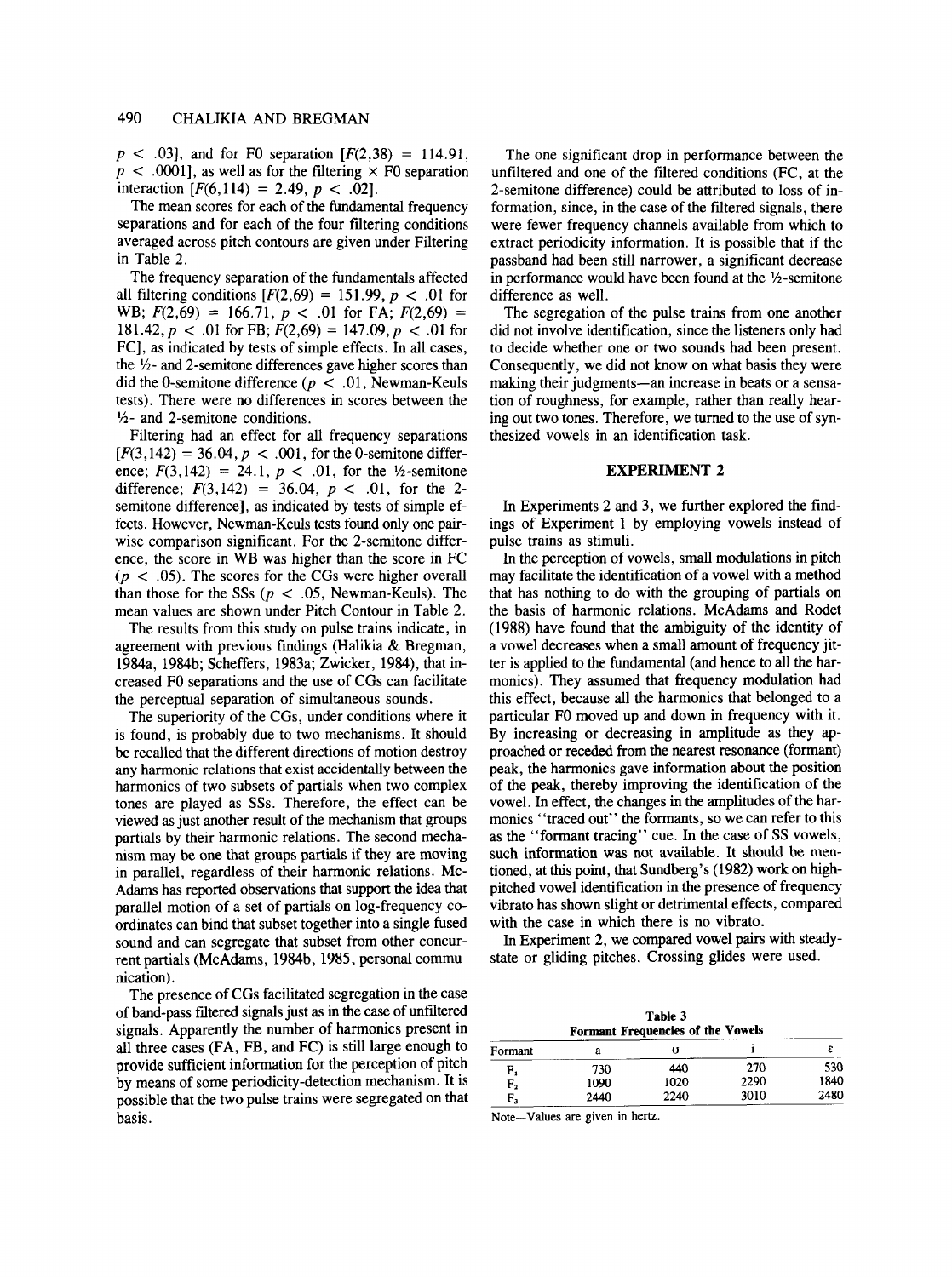$p < .03$], and for F0 separation [$F(2,38) = 114.91$, $p < .0001$], as well as for the filtering × F0 separation interaction [$F(6,114) = 2.49$, $p < .02$].

The mean scores for each of the fundamental frequency separations and for each of the four filtering conditions averaged across pitch contours are given under Filtering in Table 2.

The frequency separation of the fundamentals affected all filtering conditions [$F(2,69) = 151.99$, $p < .01$ for WB; $F(2,69) = 166.71$, $p < .01$ for FA; $F(2,69) = 181.42$, $p < .01$ for FB; $F(2,69) = 147.09$, $p < .01$ for FC], as indicated by tests of simple effects. In all cases, the ½- and 2-semitone differences gave higher scores than did the 0-semitone difference ($p < .01$, Newman-Keuls tests). There were no differences in scores between the ½- and 2-semitone conditions.

Filtering had an effect for all frequency separations [$F(3,142) = 36.04$, $p < .001$, for the 0-semitone difference; $F(3,142) = 24.1$, $p < .01$, for the ½-semitone difference; $F(3,142) = 36.04$, $p < .01$, for the 2-semitone difference], as indicated by tests of simple effects. However, Newman-Keuls tests found only one pairwise comparison significant. For the 2-semitone difference, the score in WB was higher than the score in FC ($p < .05$). The scores for the CGs were higher overall than those for the SSs ($p < .05$, Newman-Keuls). The mean values are shown under Pitch Contour in Table 2.

The results from this study on pulse trains indicate, in agreement with previous findings (Halikia & Bregman, 1984a, 1984b; Scheffers, 1983a; Zwicker, 1984), that increased F0 separations and the use of CGs can facilitate the perceptual separation of simultaneous sounds.

The superiority of the CGs, under conditions where it is found, is probably due to two mechanisms. It should be recalled that the different directions of motion destroy any harmonic relations that exist accidentally between the harmonics of two subsets of partials when two complex tones are played as SSs. Therefore, the effect can be viewed as just another result of the mechanism that groups partials by their harmonic relations. The second mechanism may be one that groups partials if they are moving in parallel, regardless of their harmonic relations. McAdams has reported observations that support the idea that parallel motion of a set of partials on log-frequency coordinates can bind that subset together into a single fused sound and can segregate that subset from other concurrent partials (McAdams, 1984b, 1985, personal communication).

The presence of CGs facilitated segregation in the case of band-pass filtered signals just as in the case of unfiltered signals. Apparently the number of harmonics present in all three cases (FA, FB, and FC) is still large enough to provide sufficient information for the perception of pitch by means of some periodicity-detection mechanism. It is possible that the two pulse trains were segregated on that basis.

The one significant drop in performance between the unfiltered and one of the filtered conditions (FC, at the 2-semitone difference) could be attributed to loss of information, since, in the case of the filtered signals, there were fewer frequency channels available from which to extract periodicity information. It is possible that if the passband had been still narrower, a significant decrease in performance would have been found at the ½-semitone difference as well.

The segregation of the pulse trains from one another did not involve identification, since the listeners only had to decide whether one or two sounds had been present. Consequently, we did not know on what basis they were making their judgments—an increase in beats or a sensation of roughness, for example, rather than really hearing out two tones. Therefore, we turned to the use of synthesized vowels in an identification task.

## EXPERIMENT 2

In Experiments 2 and 3, we further explored the findings of Experiment 1 by employing vowels instead of pulse trains as stimuli.

In the perception of vowels, small modulations in pitch may facilitate the identification of a vowel with a method that has nothing to do with the grouping of partials on the basis of harmonic relations. McAdams and Rodet (1988) have found that the ambiguity of the identity of a vowel decreases when a small amount of frequency jitter is applied to the fundamental (and hence to all the harmonics). They assumed that frequency modulation had this effect, because all the harmonics that belonged to a particular F0 moved up and down in frequency with it. By increasing or decreasing in amplitude as they approached or receded from the nearest resonance (formant) peak, the harmonics gave information about the position of the peak, thereby improving the identification of the vowel. In effect, the changes in the amplitudes of the harmonics "traced out" the formants, so we can refer to this as the "formant tracing" cue. In the case of SS vowels, such information was not available. It should be mentioned, at this point, that Sundberg's (1982) work on high-pitched vowel identification in the presence of frequency vibrato has shown slight or detrimental effects, compared with the case in which there is no vibrato.

In Experiment 2, we compared vowel pairs with steady-state or gliding pitches. Crossing glides were used.

**Table 3**
**Formant Frequencies of the Vowels**

| Formant | a | ʊ | i | ɛ |
|---|---|---|---|---|
| $F_1$ | 730 | 440 | 270 | 530 |
| $F_2$ | 1090 | 1020 | 2290 | 1840 |
| $F_3$ | 2440 | 2240 | 3010 | 2480 |

Note—Values are given in hertz.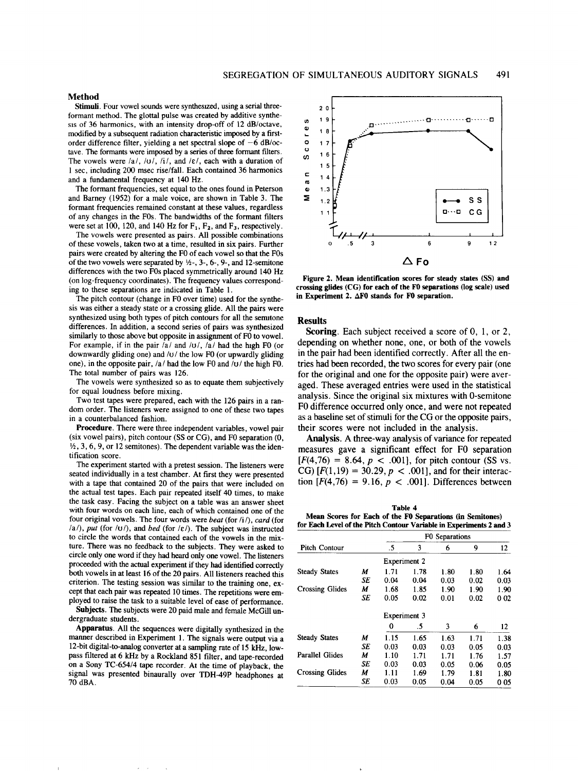## Method

**Stimuli.** Four vowel sounds were synthesized, using a serial three-formant method. The glottal pulse was created by additive synthesis of 36 harmonics, with an intensity drop-off of 12 dB/octave, modified by a subsequent radiation characteristic imposed by a first-order difference filter, yielding a net spectral slope of −6 dB/octave. The formants were imposed by a series of three formant filters. The vowels were /a/, /ʊ/, /i/, and /ɛ/, each with a duration of 1 sec, including 200 msec rise/fall. Each contained 36 harmonics and a fundamental frequency at 140 Hz.

The formant frequencies, set equal to the ones found in Peterson and Barney (1952) for a male voice, are shown in Table 3. The formant frequencies remained constant at these values, regardless of any changes in the F0s. The bandwidths of the formant filters were set at 100, 120, and 140 Hz for $F_1$, $F_2$, and $F_3$, respectively.

The vowels were presented as pairs. All possible combinations of these vowels, taken two at a time, resulted in six pairs. Further pairs were created by altering the F0 of each vowel so that the F0s of the two vowels were separated by ½-, 3-, 6-, 9-, and 12-semitone differences with the two F0s placed symmetrically around 140 Hz (on log-frequency coordinates). The frequency values corresponding to these separations are indicated in Table 1.

The pitch contour (change in F0 over time) used for the synthesis was either a steady state or a crossing glide. All the pairs were synthesized using both types of pitch contours for all the semitone differences. In addition, a second series of pairs was synthesized similarly to those above but opposite in assignment of F0 to vowel. For example, if in the pair /a/ and /ʊ/, /a/ had the high F0 (or downwardly gliding one) and /ʊ/ the low F0 (or upwardly gliding one), in the opposite pair, /a/ had the low F0 and /ʊ/ the high F0. The total number of pairs was 126.

The vowels were synthesized so as to equate them subjectively for equal loudness before mixing.

Two test tapes were prepared, each with the 126 pairs in a random order. The listeners were assigned to one of these two tapes in a counterbalanced fashion.

**Procedure.** There were three independent variables, vowel pair (six vowel pairs), pitch contour (SS or CG), and F0 separation (0, ½, 3, 6, 9, or 12 semitones). The dependent variable was the identification score.

The experiment started with a pretest session. The listeners were seated individually in a test chamber. At first they were presented with a tape that contained 20 of the pairs that were included on the actual test tapes. Each pair repeated itself 40 times, to make the task easy. Facing the subject on a table was an answer sheet with four words on each line, each of which contained one of the four original vowels. The four words were *beat* (for /i/), *card* (for /a/), *put* (for /ʊ/), and *bed* (for /ɛ/). The subject was instructed to circle the words that contained each of the vowels in the mixture. There was no feedback to the subjects. They were asked to circle only one word if they had heard only one vowel. The listeners proceeded with the actual experiment if they had identified correctly both vowels in at least 16 of the 20 pairs. All listeners reached this criterion. The testing session was similar to the training one, except that each pair was repeated 10 times. The repetitions were employed to raise the task to a suitable level of ease of performance.

**Subjects.** The subjects were 20 paid male and female McGill undergraduate students.

**Apparatus.** All the sequences were digitally synthesized in the manner described in Experiment 1. The signals were output via a 12-bit digital-to-analog converter at a sampling rate of 15 kHz, low-pass filtered at 6 kHz by a Rockland 851 filter, and tape-recorded on a Sony TC-654/4 tape recorder. At the time of playback, the signal was presented binaurally over TDH-49P headphones at 70 dBA.

**Figure 2. Mean identification scores for steady states (SS) and crossing glides (CG) for each of the F0 separations (log scale) used in Experiment 2. ΔF0 stands for F0 separation.**

## Results

**Scoring.** Each subject received a score of 0, 1, or 2, depending on whether none, one, or both of the vowels in the pair had been identified correctly. After all the entries had been recorded, the two scores for every pair (one for the original and one for the opposite pair) were averaged. These averaged entries were used in the statistical analysis. Since the original six mixtures with 0-semitone F0 difference occurred only once, and were not repeated as a baseline set of stimuli for the CG or the opposite pairs, their scores were not included in the analysis.

**Analysis.** A three-way analysis of variance for repeated measures gave a significant effect for F0 separation [$F(4,76) = 8.64$, $p < .001$], for pitch contour (SS vs. CG) [$F(1,19) = 30.29$, $p < .001$], and for their interaction [$F(4,76) = 9.16$, $p < .001$]. Differences between

**Table 4**
**Mean Scores for Each of the F0 Separations (in Semitones) for Each Level of the Pitch Contour Variable in Experiments 2 and 3**

| Pitch Contour | | F0 Separations | | | | |
|---|---|---|---|---|---|---|
| | | .5 | 3 | 6 | 9 | 12 |
| | | Experiment 2 | | | | |
| Steady States | *M* | 1.71 | 1.78 | 1.80 | 1.80 | 1.64 |
| | *SE* | 0.04 | 0.04 | 0.03 | 0.02 | 0.03 |
| Crossing Glides | *M* | 1.68 | 1.85 | 1.90 | 1.90 | 1.90 |
| | *SE* | 0.05 | 0.02 | 0.01 | 0.02 | 0.02 |
| | | Experiment 3 | | | | |
| | | 0 | .5 | 3 | 6 | 12 |
| Steady States | *M* | 1.15 | 1.65 | 1.63 | 1.71 | 1.38 |
| | *SE* | 0.03 | 0.03 | 0.03 | 0.05 | 0.03 |
| Parallel Glides | *M* | 1.10 | 1.71 | 1.71 | 1.76 | 1.57 |
| | *SE* | 0.03 | 0.03 | 0.05 | 0.06 | 0.05 |
| Crossing Glides | *M* | 1.11 | 1.69 | 1.79 | 1.81 | 1.80 |
| | *SE* | 0.03 | 0.05 | 0.04 | 0.05 | 0.05 |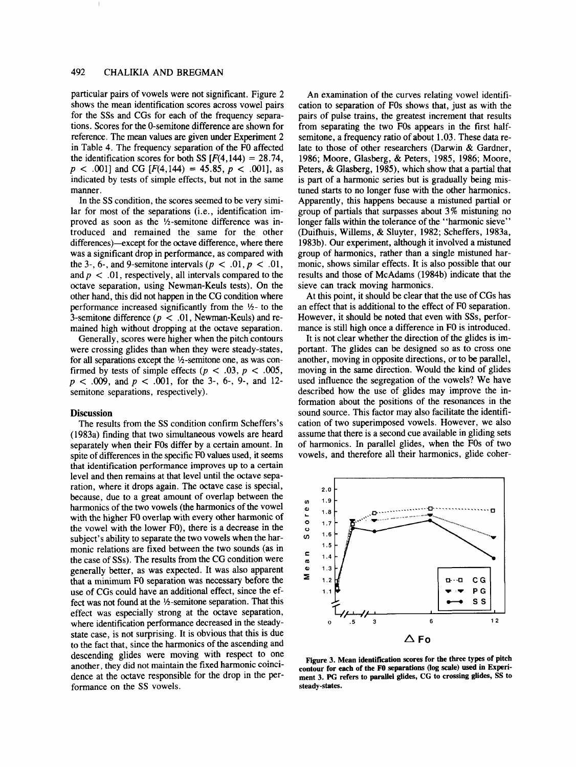particular pairs of vowels were not significant. Figure 2 shows the mean identification scores across vowel pairs for the SSs and CGs for each of the frequency separations. Scores for the 0-semitone difference are shown for reference. The mean values are given under Experiment 2 in Table 4. The frequency separation of the F0 affected the identification scores for both SS [$F(4,144) = 28.74$, $p < .001$] and CG [$F(4,144) = 45.85$, $p < .001$], as indicated by tests of simple effects, but not in the same manner.

In the SS condition, the scores seemed to be very similar for most of the separations (i.e., identification improved as soon as the ½-semitone difference was introduced and remained the same for the other differences)—except for the octave difference, where there was a significant drop in performance, as compared with the 3-, 6-, and 9-semitone intervals ($p < .01$, $p < .01$, and $p < .01$, respectively, all intervals compared to the octave separation, using Newman-Keuls tests). On the other hand, this did not happen in the CG condition where performance increased significantly from the ½- to the 3-semitone difference ($p < .01$, Newman-Keuls) and remained high without dropping at the octave separation.

Generally, scores were higher when the pitch contours were crossing glides than when they were steady-states, for all separations except the ½-semitone one, as was confirmed by tests of simple effects ($p < .03$, $p < .005$, $p < .009$, and $p < .001$, for the 3-, 6-, 9-, and 12-semitone separations, respectively).

### Discussion

The results from the SS condition confirm Scheffers's (1983a) finding that two simultaneous vowels are heard separately when their F0s differ by a certain amount. In spite of differences in the specific F0 values used, it seems that identification performance improves up to a certain level and then remains at that level until the octave separation, where it drops again. The octave case is special, because, due to a great amount of overlap between the harmonics of the two vowels (the harmonics of the vowel with the higher F0 overlap with every other harmonic of the vowel with the lower F0), there is a decrease in the subject's ability to separate the two vowels when the harmonic relations are fixed between the two sounds (as in the case of SSs). The results from the CG condition were generally better, as was expected. It was also apparent that a minimum F0 separation was necessary before the use of CGs could have an additional effect, since the effect was not found at the ½-semitone separation. That this effect was especially strong at the octave separation, where identification performance decreased in the steady-state case, is not surprising. It is obvious that this is due to the fact that, since the harmonics of the ascending and descending glides were moving with respect to one another, they did not maintain the fixed harmonic coincidence at the octave responsible for the drop in the performance on the SS vowels.

An examination of the curves relating vowel identification to separation of F0s shows that, just as with the pairs of pulse trains, the greatest increment that results from separating the two F0s appears in the first half-semitone, a frequency ratio of about 1.03. These data relate to those of other researchers (Darwin & Gardner, 1986; Moore, Glasberg, & Peters, 1985, 1986; Moore, Peters, & Glasberg, 1985), which show that a partial that is part of a harmonic series but is gradually being mistuned starts to no longer fuse with the other harmonics. Apparently, this happens because a mistuned partial or group of partials that surpasses about 3% mistuning no longer falls within the tolerance of the "harmonic sieve" (Duifhuis, Willems, & Sluyter, 1982; Scheffers, 1983a, 1983b). Our experiment, although it involved a mistuned group of harmonics, rather than a single mistuned harmonic, shows similar effects. It is also possible that our results and those of McAdams (1984b) indicate that the sieve can track moving harmonics.

At this point, it should be clear that the use of CGs has an effect that is additional to the effect of F0 separation. However, it should be noted that even with SSs, performance is still high once a difference in F0 is introduced.

It is not clear whether the direction of the glides is important. The glides can be designed so as to cross one another, moving in opposite directions, or to be parallel, moving in the same direction. Would the kind of glides used influence the segregation of the vowels? We have described how the use of glides may improve the information about the positions of the resonances in the sound source. This factor may also facilitate the identification of two superimposed vowels. However, we also assume that there is a second cue available in gliding sets of harmonics. In parallel glides, when the F0s of two vowels, and therefore all their harmonics, glide coher-

Figure 3. Mean identification scores for the three types of pitch contour for each of the F0 separations (log scale) used in Experiment 3. PG refers to parallel glides, CG to crossing glides, SS to steady-states.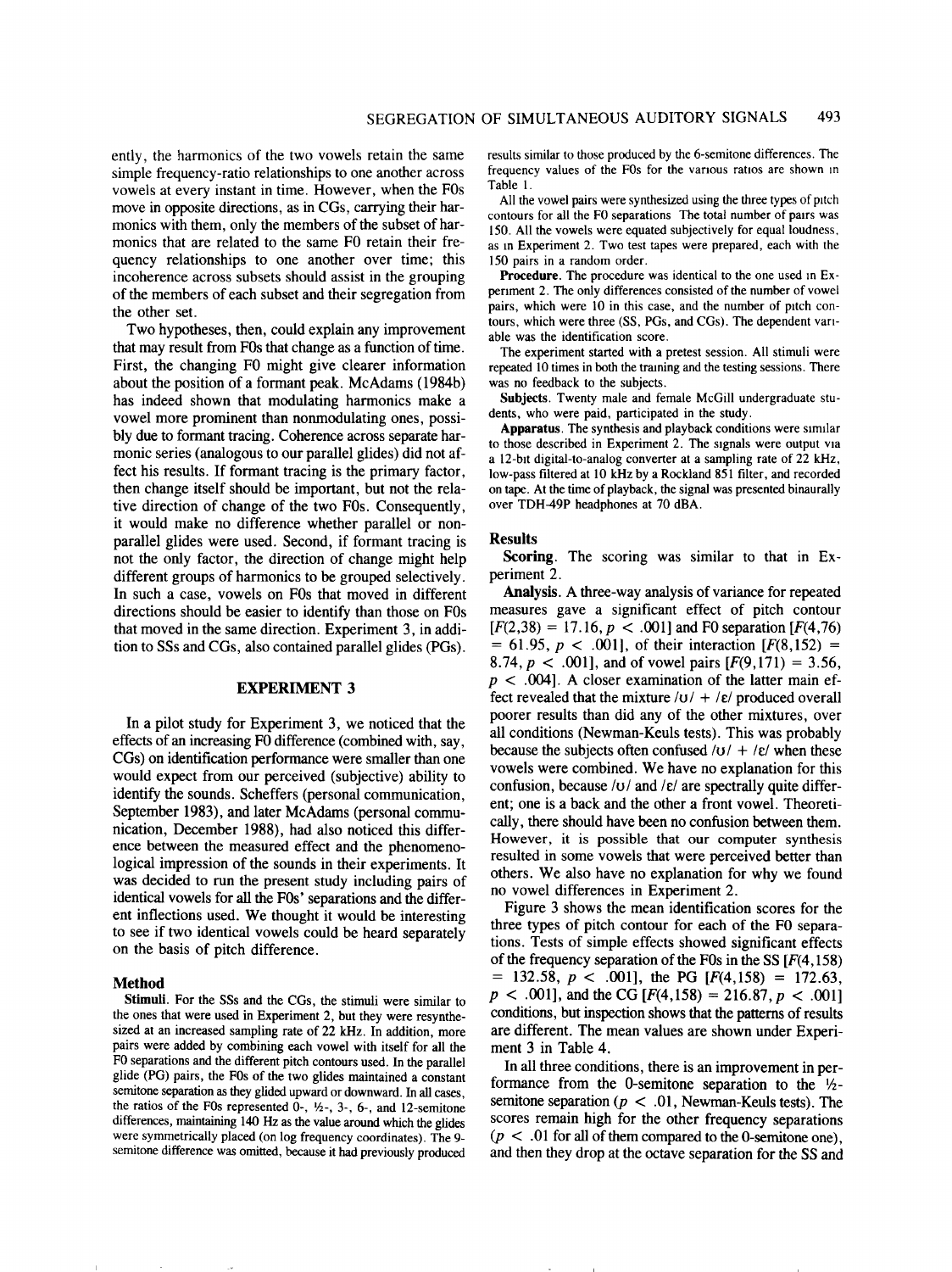ently, the harmonics of the two vowels retain the same simple frequency-ratio relationships to one another across vowels at every instant in time. However, when the F0s move in opposite directions, as in CGs, carrying their harmonics with them, only the members of the subset of harmonics that are related to the same F0 retain their frequency relationships to one another over time; this incoherence across subsets should assist in the grouping of the members of each subset and their segregation from the other set.

Two hypotheses, then, could explain any improvement that may result from F0s that change as a function of time. First, the changing F0 might give clearer information about the position of a formant peak. McAdams (1984b) has indeed shown that modulating harmonics make a vowel more prominent than nonmodulating ones, possibly due to formant tracing. Coherence across separate harmonic series (analogous to our parallel glides) did not affect his results. If formant tracing is the primary factor, then change itself should be important, but not the relative direction of change of the two F0s. Consequently, it would make no difference whether parallel or nonparallel glides were used. Second, if formant tracing is not the only factor, the direction of change might help different groups of harmonics to be grouped selectively. In such a case, vowels on F0s that moved in different directions should be easier to identify than those on F0s that moved in the same direction. Experiment 3, in addition to SSs and CGs, also contained parallel glides (PGs).

## EXPERIMENT 3

In a pilot study for Experiment 3, we noticed that the effects of an increasing F0 difference (combined with, say, CGs) on identification performance were smaller than one would expect from our perceived (subjective) ability to identify the sounds. Scheffers (personal communication, September 1983), and later McAdams (personal communication, December 1988), had also noticed this difference between the measured effect and the phenomenological impression of the sounds in their experiments. It was decided to run the present study including pairs of identical vowels for all the F0s' separations and the different inflections used. We thought it would be interesting to see if two identical vowels could be heard separately on the basis of pitch difference.

### Method

**Stimuli.** For the SSs and the CGs, the stimuli were similar to the ones that were used in Experiment 2, but they were resynthesized at an increased sampling rate of 22 kHz. In addition, more pairs were added by combining each vowel with itself for all the F0 separations and the different pitch contours used. In the parallel glide (PG) pairs, the F0s of the two glides maintained a constant semitone separation as they glided upward or downward. In all cases, the ratios of the F0s represented 0-, ½-, 3-, 6-, and 12-semitone differences, maintaining 140 Hz as the value around which the glides were symmetrically placed (on log frequency coordinates). The 9-semitone difference was omitted, because it had previously produced results similar to those produced by the 6-semitone differences. The frequency values of the F0s for the various ratios are shown in Table 1.

All the vowel pairs were synthesized using the three types of pitch contours for all the F0 separations. The total number of pairs was 150. All the vowels were equated subjectively for equal loudness, as in Experiment 2. Two test tapes were prepared, each with the 150 pairs in a random order.

**Procedure.** The procedure was identical to the one used in Experiment 2. The only differences consisted of the number of vowel pairs, which were 10 in this case, and the number of pitch contours, which were three (SS, PGs, and CGs). The dependent variable was the identification score.

The experiment started with a pretest session. All stimuli were repeated 10 times in both the training and the testing sessions. There was no feedback to the subjects.

**Subjects.** Twenty male and female McGill undergraduate students, who were paid, participated in the study.

**Apparatus.** The synthesis and playback conditions were similar to those described in Experiment 2. The signals were output via a 12-bit digital-to-analog converter at a sampling rate of 22 kHz, low-pass filtered at 10 kHz by a Rockland 851 filter, and recorded on tape. At the time of playback, the signal was presented binaurally over TDH-49P headphones at 70 dBA.

### Results

**Scoring.** The scoring was similar to that in Experiment 2.

**Analysis.** A three-way analysis of variance for repeated measures gave a significant effect of pitch contour [$F(2,38) = 17.16$, $p < .001$] and F0 separation [$F(4,76) = 61.95$, $p < .001$], of their interaction [$F(8,152) = 8.74$, $p < .001$], and of vowel pairs [$F(9,171) = 3.56$, $p < .004$]. A closer examination of the latter main effect revealed that the mixture /ʊ/ + /ɛ/ produced overall poorer results than did any of the other mixtures, over all conditions (Newman-Keuls tests). This was probably because the subjects often confused /ʊ/ + /ɛ/ when these vowels were combined. We have no explanation for this confusion, because /ʊ/ and /ɛ/ are spectrally quite different; one is a back and the other a front vowel. Theoretically, there should have been no confusion between them. However, it is possible that our computer synthesis resulted in some vowels that were perceived better than others. We also have no explanation for why we found no vowel differences in Experiment 2.

Figure 3 shows the mean identification scores for the three types of pitch contour for each of the F0 separations. Tests of simple effects showed significant effects of the frequency separation of the F0s in the SS [$F(4,158) = 132.58$, $p < .001$], the PG [$F(4,158) = 172.63$, $p < .001$], and the CG [$F(4,158) = 216.87$, $p < .001$] conditions, but inspection shows that the patterns of results are different. The mean values are shown under Experiment 3 in Table 4.

In all three conditions, there is an improvement in performance from the 0-semitone separation to the ½-semitone separation ($p < .01$, Newman-Keuls tests). The scores remain high for the other frequency separations ($p < .01$ for all of them compared to the 0-semitone one), and then they drop at the octave separation for the SS and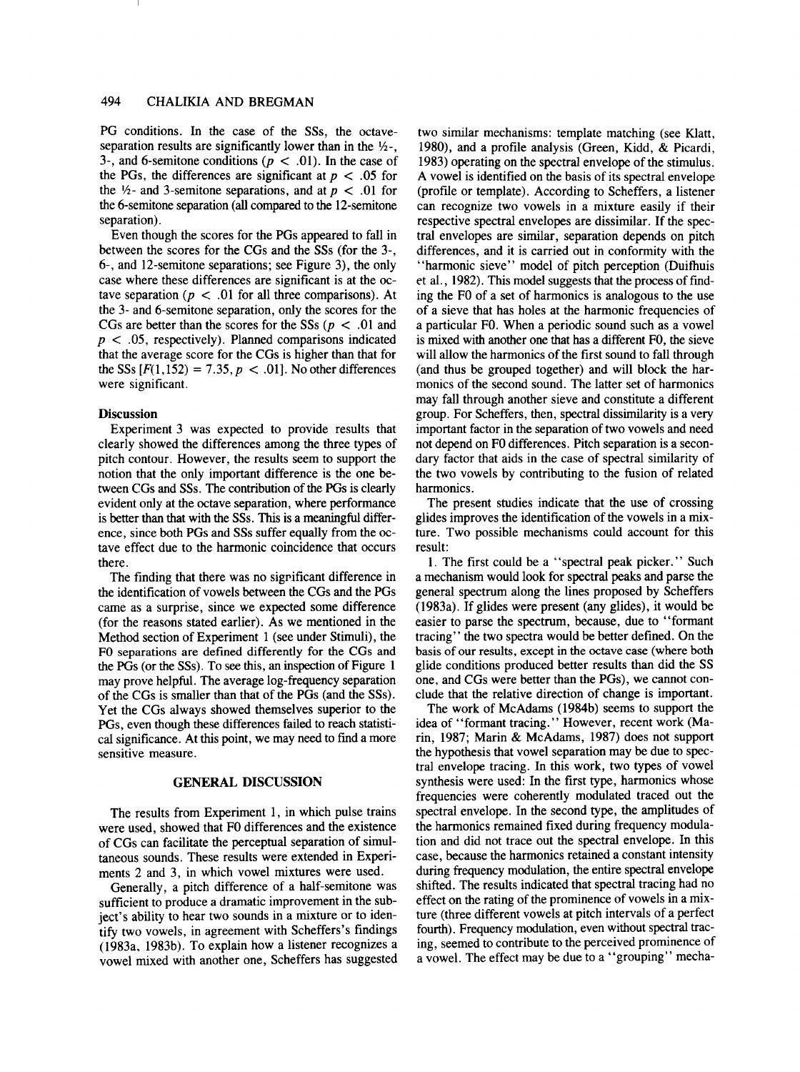PG conditions. In the case of the SSs, the octave-separation results are significantly lower than in the ½-, 3-, and 6-semitone conditions ($p < .01$). In the case of the PGs, the differences are significant at $p < .05$ for the ½- and 3-semitone separations, and at $p < .01$ for the 6-semitone separation (all compared to the 12-semitone separation).

Even though the scores for the PGs appeared to fall in between the scores for the CGs and the SSs (for the 3-, 6-, and 12-semitone separations; see Figure 3), the only case where these differences are significant is at the octave separation ($p < .01$ for all three comparisons). At the 3- and 6-semitone separation, only the scores for the CGs are better than the scores for the SSs ($p < .01$ and $p < .05$, respectively). Planned comparisons indicated that the average score for the CGs is higher than that for the SSs [$F(1,152) = 7.35, p < .01$]. No other differences were significant.

### Discussion

Experiment 3 was expected to provide results that clearly showed the differences among the three types of pitch contour. However, the results seem to support the notion that the only important difference is the one between CGs and SSs. The contribution of the PGs is clearly evident only at the octave separation, where performance is better than that with the SSs. This is a meaningful difference, since both PGs and SSs suffer equally from the octave effect due to the harmonic coincidence that occurs there.

The finding that there was no significant difference in the identification of vowels between the CGs and the PGs came as a surprise, since we expected some difference (for the reasons stated earlier). As we mentioned in the Method section of Experiment 1 (see under Stimuli), the F0 separations are defined differently for the CGs and the PGs (or the SSs). To see this, an inspection of Figure 1 may prove helpful. The average log-frequency separation of the CGs is smaller than that of the PGs (and the SSs). Yet the CGs always showed themselves superior to the PGs, even though these differences failed to reach statistical significance. At this point, we may need to find a more sensitive measure.

## GENERAL DISCUSSION

The results from Experiment 1, in which pulse trains were used, showed that F0 differences and the existence of CGs can facilitate the perceptual separation of simultaneous sounds. These results were extended in Experiments 2 and 3, in which vowel mixtures were used.

Generally, a pitch difference of a half-semitone was sufficient to produce a dramatic improvement in the subject's ability to hear two sounds in a mixture or to identify two vowels, in agreement with Scheffers's findings (1983a, 1983b). To explain how a listener recognizes a vowel mixed with another one, Scheffers has suggested two similar mechanisms: template matching (see Klatt, 1980), and a profile analysis (Green, Kidd, & Picardi, 1983) operating on the spectral envelope of the stimulus. A vowel is identified on the basis of its spectral envelope (profile or template). According to Scheffers, a listener can recognize two vowels in a mixture easily if their respective spectral envelopes are dissimilar. If the spectral envelopes are similar, separation depends on pitch differences, and it is carried out in conformity with the "harmonic sieve" model of pitch perception (Duifhuis et al., 1982). This model suggests that the process of finding the F0 of a set of harmonics is analogous to the use of a sieve that has holes at the harmonic frequencies of a particular F0. When a periodic sound such as a vowel is mixed with another one that has a different F0, the sieve will allow the harmonics of the first sound to fall through (and thus be grouped together) and will block the harmonics of the second sound. The latter set of harmonics may fall through another sieve and constitute a different group. For Scheffers, then, spectral dissimilarity is a very important factor in the separation of two vowels and need not depend on F0 differences. Pitch separation is a secondary factor that aids in the case of spectral similarity of the two vowels by contributing to the fusion of related harmonics.

The present studies indicate that the use of crossing glides improves the identification of the vowels in a mixture. Two possible mechanisms could account for this result:

1. The first could be a "spectral peak picker." Such a mechanism would look for spectral peaks and parse the general spectrum along the lines proposed by Scheffers (1983a). If glides were present (any glides), it would be easier to parse the spectrum, because, due to "formant tracing" the two spectra would be better defined. On the basis of our results, except in the octave case (where both glide conditions produced better results than did the SS one, and CGs were better than the PGs), we cannot conclude that the relative direction of change is important.

The work of McAdams (1984b) seems to support the idea of "formant tracing." However, recent work (Marin, 1987; Marin & McAdams, 1987) does not support the hypothesis that vowel separation may be due to spectral envelope tracing. In this work, two types of vowel synthesis were used: In the first type, harmonics whose frequencies were coherently modulated traced out the spectral envelope. In the second type, the amplitudes of the harmonics remained fixed during frequency modulation and did not trace out the spectral envelope. In this case, because the harmonics retained a constant intensity during frequency modulation, the entire spectral envelope shifted. The results indicated that spectral tracing had no effect on the rating of the prominence of vowels in a mixture (three different vowels at pitch intervals of a perfect fourth). Frequency modulation, even without spectral tracing, seemed to contribute to the perceived prominence of a vowel. The effect may be due to a "grouping" mecha-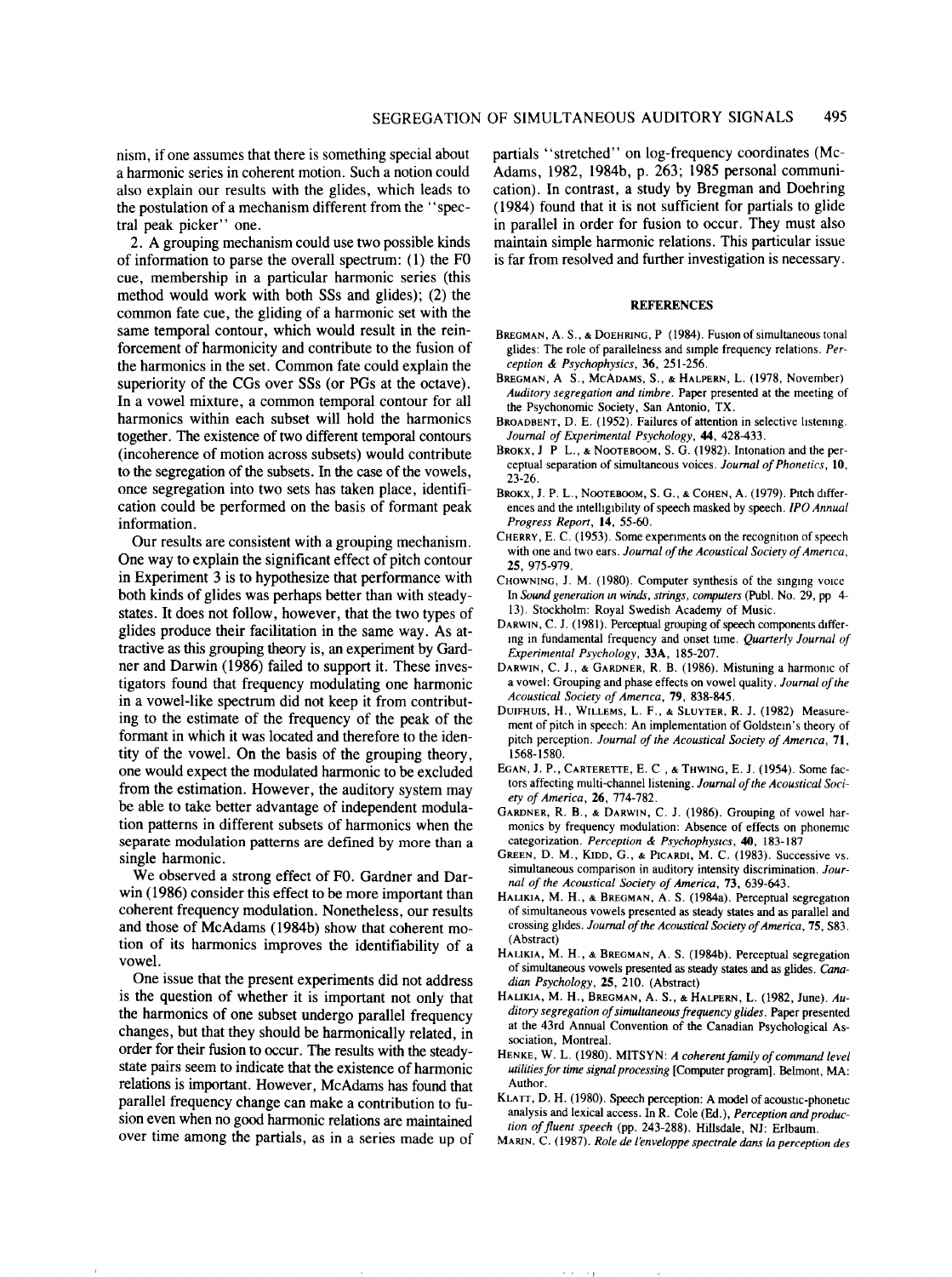nism, if one assumes that there is something special about a harmonic series in coherent motion. Such a notion could also explain our results with the glides, which leads to the postulation of a mechanism different from the "spectral peak picker" one.

2. A grouping mechanism could use two possible kinds of information to parse the overall spectrum: (1) the F0 cue, membership in a particular harmonic series (this method would work with both SSs and glides); (2) the common fate cue, the gliding of a harmonic set with the same temporal contour, which would result in the reinforcement of harmonicity and contribute to the fusion of the harmonics in the set. Common fate could explain the superiority of the CGs over SSs (or PGs at the octave). In a vowel mixture, a common temporal contour for all harmonics within each subset will hold the harmonics together. The existence of two different temporal contours (incoherence of motion across subsets) would contribute to the segregation of the subsets. In the case of the vowels, once segregation into two sets has taken place, identification could be performed on the basis of formant peak information.

Our results are consistent with a grouping mechanism. One way to explain the significant effect of pitch contour in Experiment 3 is to hypothesize that performance with both kinds of glides was perhaps better than with steady-states. It does not follow, however, that the two types of glides produce their facilitation in the same way. As attractive as this grouping theory is, an experiment by Gardner and Darwin (1986) failed to support it. These investigators found that frequency modulating one harmonic in a vowel-like spectrum did not keep it from contributing to the estimate of the frequency of the peak of the formant in which it was located and therefore to the identity of the vowel. On the basis of the grouping theory, one would expect the modulated harmonic to be excluded from the estimation. However, the auditory system may be able to take better advantage of independent modulation patterns in different subsets of harmonics when the separate modulation patterns are defined by more than a single harmonic.

We observed a strong effect of F0. Gardner and Darwin (1986) consider this effect to be more important than coherent frequency modulation. Nonetheless, our results and those of McAdams (1984b) show that coherent motion of its harmonics improves the identifiability of a vowel.

One issue that the present experiments did not address is the question of whether it is important not only that the harmonics of one subset undergo parallel frequency changes, but that they should be harmonically related, in order for their fusion to occur. The results with the steady-state pairs seem to indicate that the existence of harmonic relations is important. However, McAdams has found that parallel frequency change can make a contribution to fusion even when no good harmonic relations are maintained over time among the partials, as in a series made up of partials "stretched" on log-frequency coordinates (McAdams, 1982, 1984b, p. 263; 1985 personal communication). In contrast, a study by Bregman and Doehring (1984) found that it is not sufficient for partials to glide in parallel in order for fusion to occur. They must also maintain simple harmonic relations. This particular issue is far from resolved and further investigation is necessary.

## REFERENCES

Bregman, A. S., & Doehring, P (1984). Fusion of simultaneous tonal glides: The role of parallelness and simple frequency relations. *Perception & Psychophysics*, **36**, 251-256.

Bregman, A S., McAdams, S., & Halpern, L. (1978, November) *Auditory segregation and timbre*. Paper presented at the meeting of the Psychonomic Society, San Antonio, TX.

Broadbent, D. E. (1952). Failures of attention in selective listening. *Journal of Experimental Psychology*, **44**, 428-433.

Brokx, J P L., & Nooteboom, S. G. (1982). Intonation and the perceptual separation of simultaneous voices. *Journal of Phonetics*, **10**, 23-26.

Brokx, J. P. L., Nooteboom, S. G., & Cohen, A. (1979). Pitch differences and the intelligibility of speech masked by speech. *IPO Annual Progress Report*, **14**, 55-60.

Cherry, E. C. (1953). Some experiments on the recognition of speech with one and two ears. *Journal of the Acoustical Society of America*, **25**, 975-979.

Chowning, J. M. (1980). Computer synthesis of the singing voice In *Sound generation in winds, strings, computers* (Publ. No. 29, pp 4-13). Stockholm: Royal Swedish Academy of Music.

Darwin, C. J. (1981). Perceptual grouping of speech components differing in fundamental frequency and onset time. *Quarterly Journal of Experimental Psychology*, **33A**, 185-207.

Darwin, C. J., & Gardner, R. B. (1986). Mistuning a harmonic of a vowel: Grouping and phase effects on vowel quality. *Journal of the Acoustical Society of America*, **79**, 838-845.

Duifhuis, H., Willems, L. F., & Sluyter, R. J. (1982) Measurement of pitch in speech: An implementation of Goldstein's theory of pitch perception. *Journal of the Acoustical Society of America*, **71**, 1568-1580.

Egan, J. P., Carterette, E. C , & Thwing, E. J. (1954). Some factors affecting multi-channel listening. *Journal of the Acoustical Society of America*, **26**, 774-782.

Gardner, R. B., & Darwin, C. J. (1986). Grouping of vowel harmonics by frequency modulation: Absence of effects on phonemic categorization. *Perception & Psychophysics*, **40**, 183-187

Green, D. M., Kidd, G., & Picardi, M. C. (1983). Successive vs. simultaneous comparison in auditory intensity discrimination. *Journal of the Acoustical Society of America*, **73**, 639-643.

Halikia, M. H., & Bregman, A. S. (1984a). Perceptual segregation of simultaneous vowels presented as steady states and as parallel and crossing glides. *Journal of the Acoustical Society of America*, **75**, S83. (Abstract)

Halikia, M. H., & Bregman, A. S. (1984b). Perceptual segregation of simultaneous vowels presented as steady states and as glides. *Canadian Psychology*, **25**, 210. (Abstract)

Halikia, M. H., Bregman, A. S., & Halpern, L. (1982, June). *Auditory segregation of simultaneous frequency glides*. Paper presented at the 43rd Annual Convention of the Canadian Psychological Association, Montreal.

Henke, W. L. (1980). MITSYN: *A coherent family of command level utilities for time signal processing* [Computer program]. Belmont, MA: Author.

Klatt, D. H. (1980). Speech perception: A model of acoustic-phonetic analysis and lexical access. In R. Cole (Ed.), *Perception and production of fluent speech* (pp. 243-288). Hillsdale, NJ: Erlbaum.

Marin, C. (1987). *Role de l'enveloppe spectrale dans la perception des*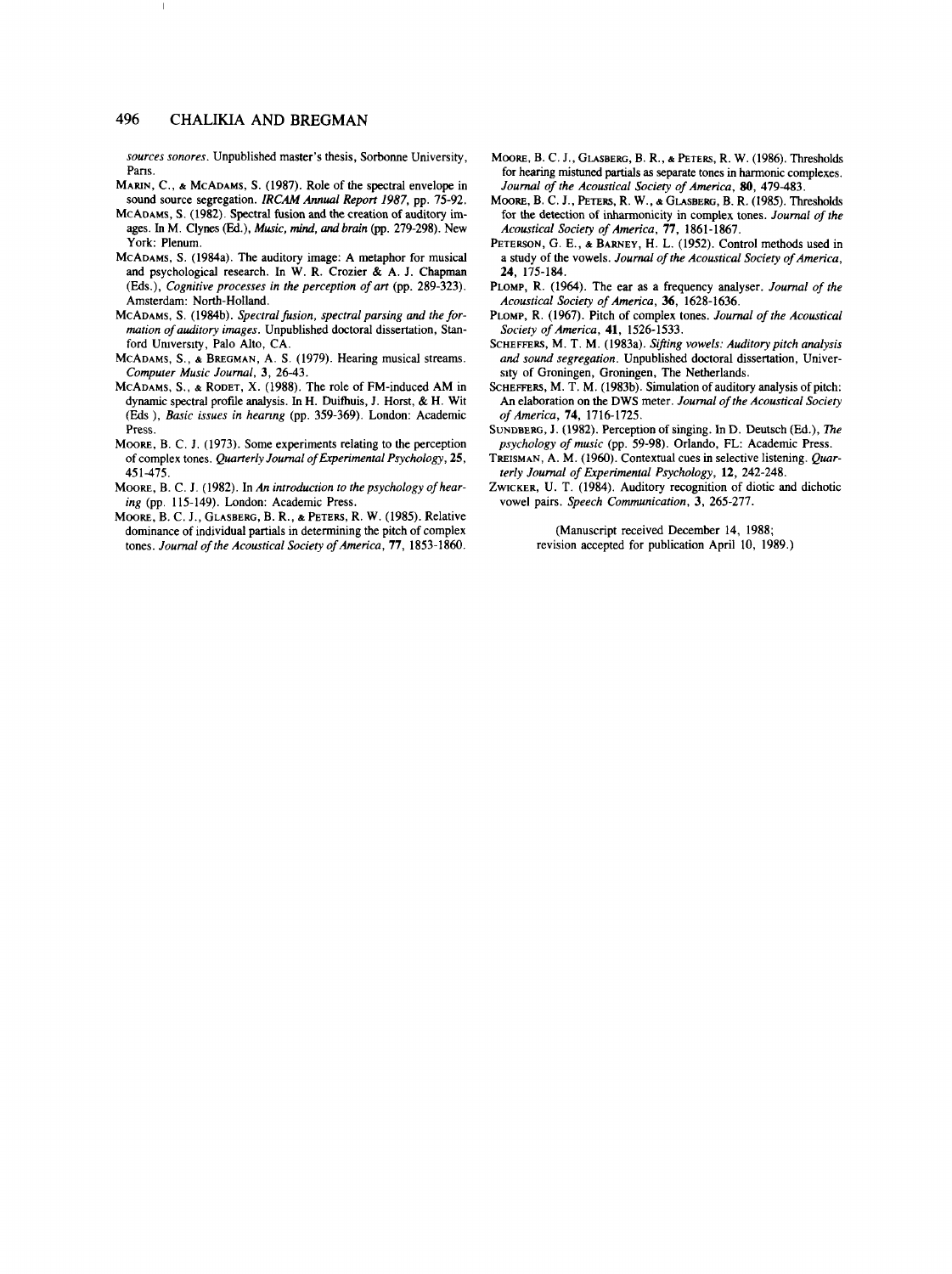*sources sonores*. Unpublished master's thesis, Sorbonne University, Paris.

Marin, C., & McAdams, S. (1987). Role of the spectral envelope in sound source segregation. *IRCAM Annual Report 1987*, pp. 75-92.

McAdams, S. (1982). Spectral fusion and the creation of auditory images. In M. Clynes (Ed.), *Music, mind, and brain* (pp. 279-298). New York: Plenum.

McAdams, S. (1984a). The auditory image: A metaphor for musical and psychological research. In W. R. Crozier & A. J. Chapman (Eds.), *Cognitive processes in the perception of art* (pp. 289-323). Amsterdam: North-Holland.

McAdams, S. (1984b). *Spectral fusion, spectral parsing and the formation of auditory images*. Unpublished doctoral dissertation, Stanford University, Palo Alto, CA.

McAdams, S., & Bregman, A. S. (1979). Hearing musical streams. *Computer Music Journal*, **3**, 26-43.

McAdams, S., & Rodet, X. (1988). The role of FM-induced AM in dynamic spectral profile analysis. In H. Duifhuis, J. Horst, & H. Wit (Eds.), *Basic issues in hearing* (pp. 359-369). London: Academic Press.

Moore, B. C. J. (1973). Some experiments relating to the perception of complex tones. *Quarterly Journal of Experimental Psychology*, **25**, 451-475.

Moore, B. C. J. (1982). In *An introduction to the psychology of hearing* (pp. 115-149). London: Academic Press.

Moore, B. C. J., Glasberg, B. R., & Peters, R. W. (1985). Relative dominance of individual partials in determining the pitch of complex tones. *Journal of the Acoustical Society of America*, **77**, 1853-1860.

Moore, B. C. J., Glasberg, B. R., & Peters, R. W. (1986). Thresholds for hearing mistuned partials as separate tones in harmonic complexes. *Journal of the Acoustical Society of America*, **80**, 479-483.

Moore, B. C. J., Peters, R. W., & Glasberg, B. R. (1985). Thresholds for the detection of inharmonicity in complex tones. *Journal of the Acoustical Society of America*, **77**, 1861-1867.

Peterson, G. E., & Barney, H. L. (1952). Control methods used in a study of the vowels. *Journal of the Acoustical Society of America*, **24**, 175-184.

Plomp, R. (1964). The ear as a frequency analyser. *Journal of the Acoustical Society of America*, **36**, 1628-1636.

Plomp, R. (1967). Pitch of complex tones. *Journal of the Acoustical Society of America*, **41**, 1526-1533.

Scheffers, M. T. M. (1983a). *Sifting vowels: Auditory pitch analysis and sound segregation*. Unpublished doctoral dissertation, University of Groningen, Groningen, The Netherlands.

Scheffers, M. T. M. (1983b). Simulation of auditory analysis of pitch: An elaboration on the DWS meter. *Journal of the Acoustical Society of America*, **74**, 1716-1725.

Sundberg, J. (1982). Perception of singing. In D. Deutsch (Ed.), *The psychology of music* (pp. 59-98). Orlando, FL: Academic Press.

Treisman, A. M. (1960). Contextual cues in selective listening. *Quarterly Journal of Experimental Psychology*, **12**, 242-248.

Zwicker, U. T. (1984). Auditory recognition of diotic and dichotic vowel pairs. *Speech Communication*, **3**, 265-277.

(Manuscript received December 14, 1988;
revision accepted for publication April 10, 1989.)